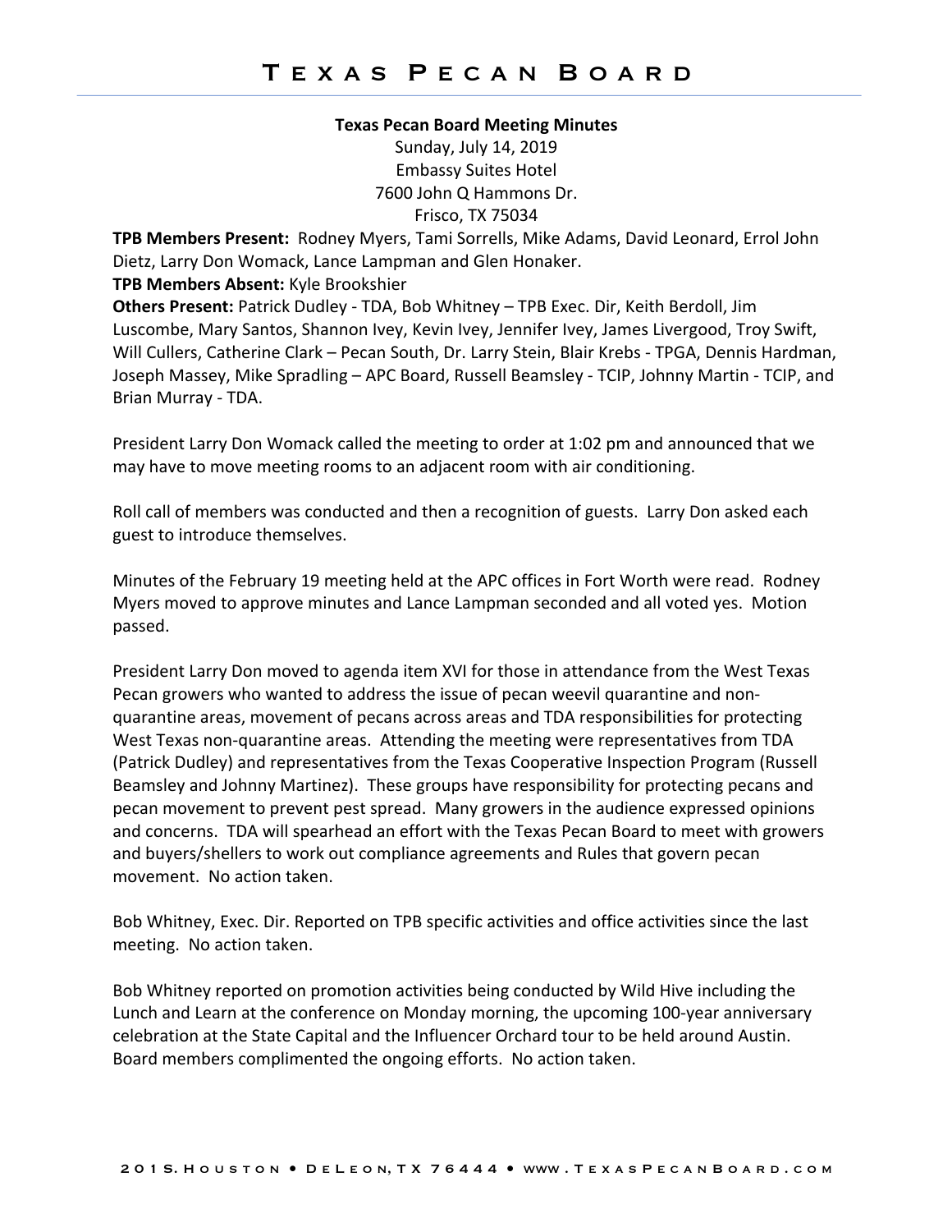# Texas Pecan Board

**Texas Pecan Board Meeting Minutes**

Sunday, July 14, 2019
Embassy Suites Hotel
7600 John Q Hammons Dr.
Frisco, TX 75034

**TPB Members Present:** Rodney Myers, Tami Sorrells, Mike Adams, David Leonard, Errol John Dietz, Larry Don Womack, Lance Lampman and Glen Honaker.

**TPB Members Absent:** Kyle Brookshier

**Others Present:** Patrick Dudley - TDA, Bob Whitney – TPB Exec. Dir, Keith Berdoll, Jim Luscombe, Mary Santos, Shannon Ivey, Kevin Ivey, Jennifer Ivey, James Livergood, Troy Swift, Will Cullers, Catherine Clark – Pecan South, Dr. Larry Stein, Blair Krebs - TPGA, Dennis Hardman, Joseph Massey, Mike Spradling – APC Board, Russell Beamsley - TCIP, Johnny Martin - TCIP, and Brian Murray - TDA.

President Larry Don Womack called the meeting to order at 1:02 pm and announced that we may have to move meeting rooms to an adjacent room with air conditioning.

Roll call of members was conducted and then a recognition of guests. Larry Don asked each guest to introduce themselves.

Minutes of the February 19 meeting held at the APC offices in Fort Worth were read. Rodney Myers moved to approve minutes and Lance Lampman seconded and all voted yes. Motion passed.

President Larry Don moved to agenda item XVI for those in attendance from the West Texas Pecan growers who wanted to address the issue of pecan weevil quarantine and non-quarantine areas, movement of pecans across areas and TDA responsibilities for protecting West Texas non-quarantine areas. Attending the meeting were representatives from TDA (Patrick Dudley) and representatives from the Texas Cooperative Inspection Program (Russell Beamsley and Johnny Martinez). These groups have responsibility for protecting pecans and pecan movement to prevent pest spread. Many growers in the audience expressed opinions and concerns. TDA will spearhead an effort with the Texas Pecan Board to meet with growers and buyers/shellers to work out compliance agreements and Rules that govern pecan movement. No action taken.

Bob Whitney, Exec. Dir. Reported on TPB specific activities and office activities since the last meeting. No action taken.

Bob Whitney reported on promotion activities being conducted by Wild Hive including the Lunch and Learn at the conference on Monday morning, the upcoming 100-year anniversary celebration at the State Capital and the Influencer Orchard tour to be held around Austin. Board members complimented the ongoing efforts. No action taken.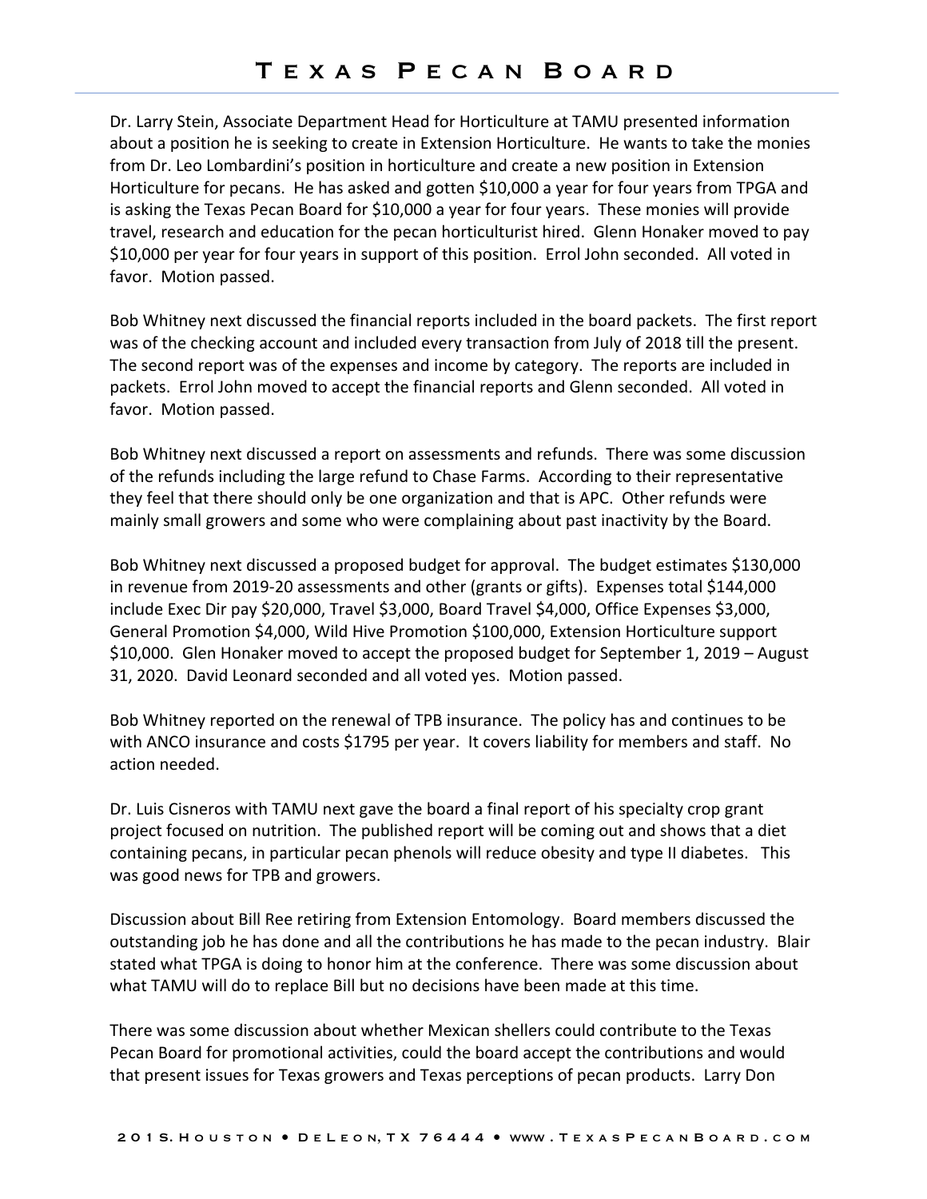Dr. Larry Stein, Associate Department Head for Horticulture at TAMU presented information about a position he is seeking to create in Extension Horticulture. He wants to take the monies from Dr. Leo Lombardini's position in horticulture and create a new position in Extension Horticulture for pecans. He has asked and gotten $10,000 a year for four years from TPGA and is asking the Texas Pecan Board for $10,000 a year for four years. These monies will provide travel, research and education for the pecan horticulturist hired. Glenn Honaker moved to pay $10,000 per year for four years in support of this position. Errol John seconded. All voted in favor. Motion passed.

Bob Whitney next discussed the financial reports included in the board packets. The first report was of the checking account and included every transaction from July of 2018 till the present. The second report was of the expenses and income by category. The reports are included in packets. Errol John moved to accept the financial reports and Glenn seconded. All voted in favor. Motion passed.

Bob Whitney next discussed a report on assessments and refunds. There was some discussion of the refunds including the large refund to Chase Farms. According to their representative they feel that there should only be one organization and that is APC. Other refunds were mainly small growers and some who were complaining about past inactivity by the Board.

Bob Whitney next discussed a proposed budget for approval. The budget estimates $130,000 in revenue from 2019-20 assessments and other (grants or gifts). Expenses total $144,000 include Exec Dir pay $20,000, Travel $3,000, Board Travel $4,000, Office Expenses $3,000, General Promotion $4,000, Wild Hive Promotion $100,000, Extension Horticulture support $10,000. Glen Honaker moved to accept the proposed budget for September 1, 2019 – August 31, 2020. David Leonard seconded and all voted yes. Motion passed.

Bob Whitney reported on the renewal of TPB insurance. The policy has and continues to be with ANCO insurance and costs $1795 per year. It covers liability for members and staff. No action needed.

Dr. Luis Cisneros with TAMU next gave the board a final report of his specialty crop grant project focused on nutrition. The published report will be coming out and shows that a diet containing pecans, in particular pecan phenols will reduce obesity and type II diabetes. This was good news for TPB and growers.

Discussion about Bill Ree retiring from Extension Entomology. Board members discussed the outstanding job he has done and all the contributions he has made to the pecan industry. Blair stated what TPGA is doing to honor him at the conference. There was some discussion about what TAMU will do to replace Bill but no decisions have been made at this time.

There was some discussion about whether Mexican shellers could contribute to the Texas Pecan Board for promotional activities, could the board accept the contributions and would that present issues for Texas growers and Texas perceptions of pecan products. Larry Don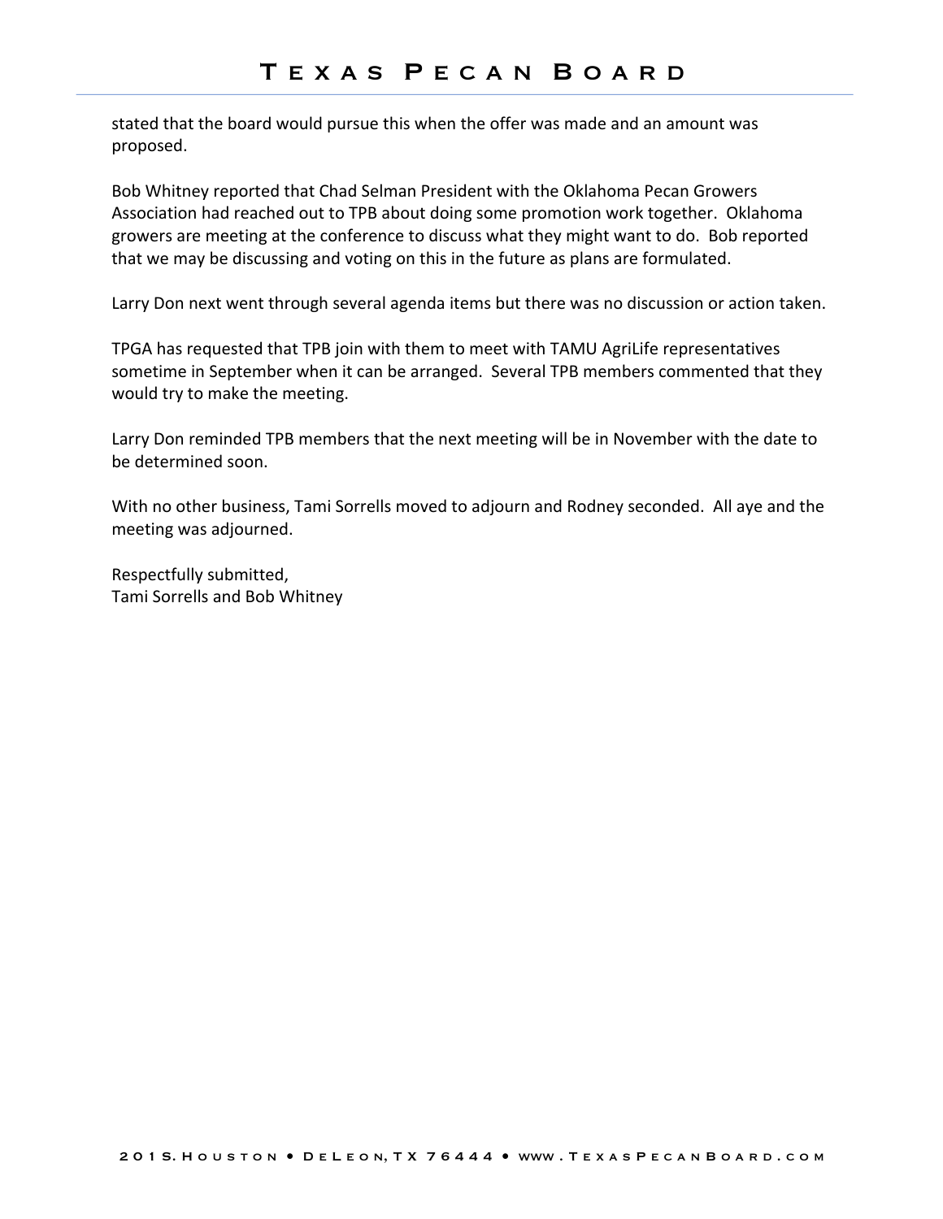stated that the board would pursue this when the offer was made and an amount was proposed.

Bob Whitney reported that Chad Selman President with the Oklahoma Pecan Growers Association had reached out to TPB about doing some promotion work together. Oklahoma growers are meeting at the conference to discuss what they might want to do. Bob reported that we may be discussing and voting on this in the future as plans are formulated.

Larry Don next went through several agenda items but there was no discussion or action taken.

TPGA has requested that TPB join with them to meet with TAMU AgriLife representatives sometime in September when it can be arranged. Several TPB members commented that they would try to make the meeting.

Larry Don reminded TPB members that the next meeting will be in November with the date to be determined soon.

With no other business, Tami Sorrells moved to adjourn and Rodney seconded. All aye and the meeting was adjourned.

Respectfully submitted,
Tami Sorrells and Bob Whitney